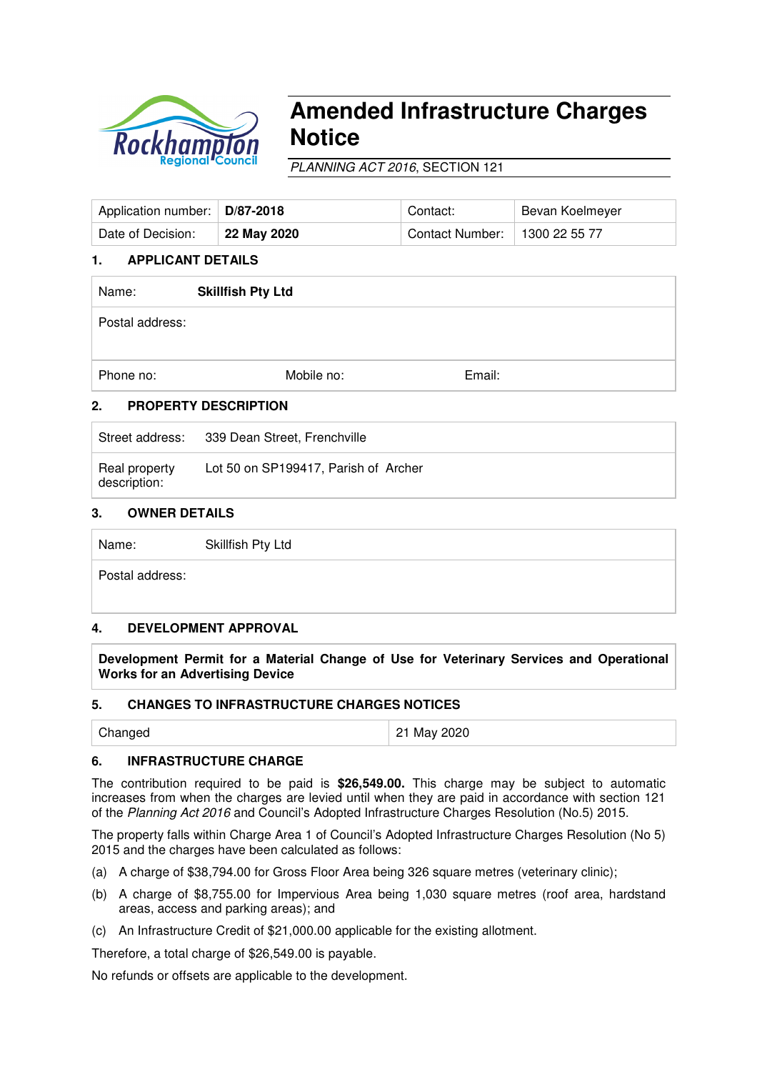# Amended Infrastructure Charges Notice

*PLANNING ACT 2016*, SECTION 121

| Application number: | **D/87-2018** | Contact: | Bevan Koelmeyer |
|---|---|---|---|
| Date of Decision: | **22 May 2020** | Contact Number: | 1300 22 55 77 |

## 1. APPLICANT DETAILS

| Name: | **Skillfish Pty Ltd** | |
|---|---|---|
| Postal address: | | |
| Phone no: | Mobile no: | Email: |

## 2. PROPERTY DESCRIPTION

| Street address: | 339 Dean Street, Frenchville |
|---|---|
| Real property description: | Lot 50 on SP199417, Parish of Archer |

## 3. OWNER DETAILS

| Name: | Skillfish Pty Ltd |
|---|---|
| Postal address: | |

## 4. DEVELOPMENT APPROVAL

**Development Permit for a Material Change of Use for Veterinary Services and Operational Works for an Advertising Device**

## 5. CHANGES TO INFRASTRUCTURE CHARGES NOTICES

| Changed | 21 May 2020 |
|---|---|

## 6. INFRASTRUCTURE CHARGE

The contribution required to be paid is **$26,549.00.** This charge may be subject to automatic increases from when the charges are levied until when they are paid in accordance with section 121 of the *Planning Act 2016* and Council's Adopted Infrastructure Charges Resolution (No.5) 2015.

The property falls within Charge Area 1 of Council's Adopted Infrastructure Charges Resolution (No 5) 2015 and the charges have been calculated as follows:

(a) A charge of $38,794.00 for Gross Floor Area being 326 square metres (veterinary clinic);

(b) A charge of $8,755.00 for Impervious Area being 1,030 square metres (roof area, hardstand areas, access and parking areas); and

(c) An Infrastructure Credit of $21,000.00 applicable for the existing allotment.

Therefore, a total charge of $26,549.00 is payable.

No refunds or offsets are applicable to the development.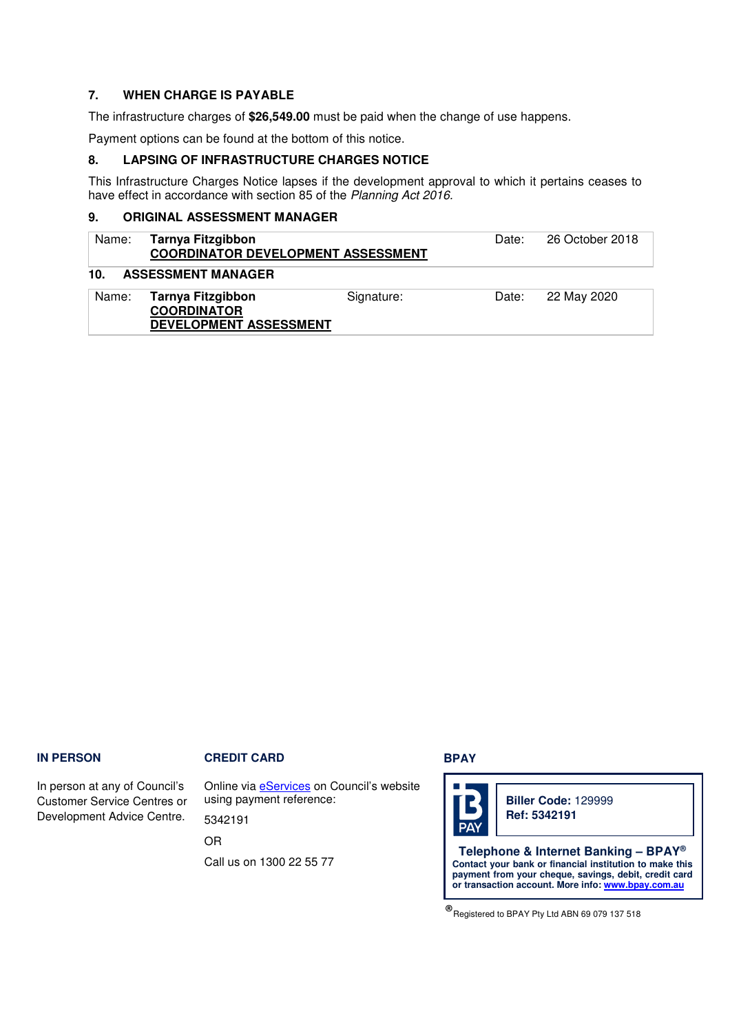## 7. WHEN CHARGE IS PAYABLE

The infrastructure charges of **$26,549.00** must be paid when the change of use happens.

Payment options can be found at the bottom of this notice.

## 8. LAPSING OF INFRASTRUCTURE CHARGES NOTICE

This Infrastructure Charges Notice lapses if the development approval to which it pertains ceases to have effect in accordance with section 85 of the *Planning Act 2016.*

## 9. ORIGINAL ASSESSMENT MANAGER

| | | | |
|---|---|---|---|
| Name: | **Tarnya Fitzgibbon**<br>**COORDINATOR DEVELOPMENT ASSESSMENT** | Date: | 26 October 2018 |

## 10. ASSESSMENT MANAGER

| | | | | | |
|---|---|---|---|---|---|
| Name: | **Tarnya Fitzgibbon**<br>**COORDINATOR DEVELOPMENT ASSESSMENT** | Signature: | | Date: | 22 May 2020 |

**IN PERSON**

In person at any of Council's Customer Service Centres or Development Advice Centre.

**CREDIT CARD**

Online via eServices on Council's website using payment reference:

5342191

OR

Call us on 1300 22 55 77

**BPAY**

B PAY

**Biller Code:** 129999
**Ref: 5342191**

**Telephone & Internet Banking – BPAY®**
**Contact your bank or financial institution to make this payment from your cheque, savings, debit, credit card or transaction account. More info: www.bpay.com.au**

® Registered to BPAY Pty Ltd ABN 69 079 137 518